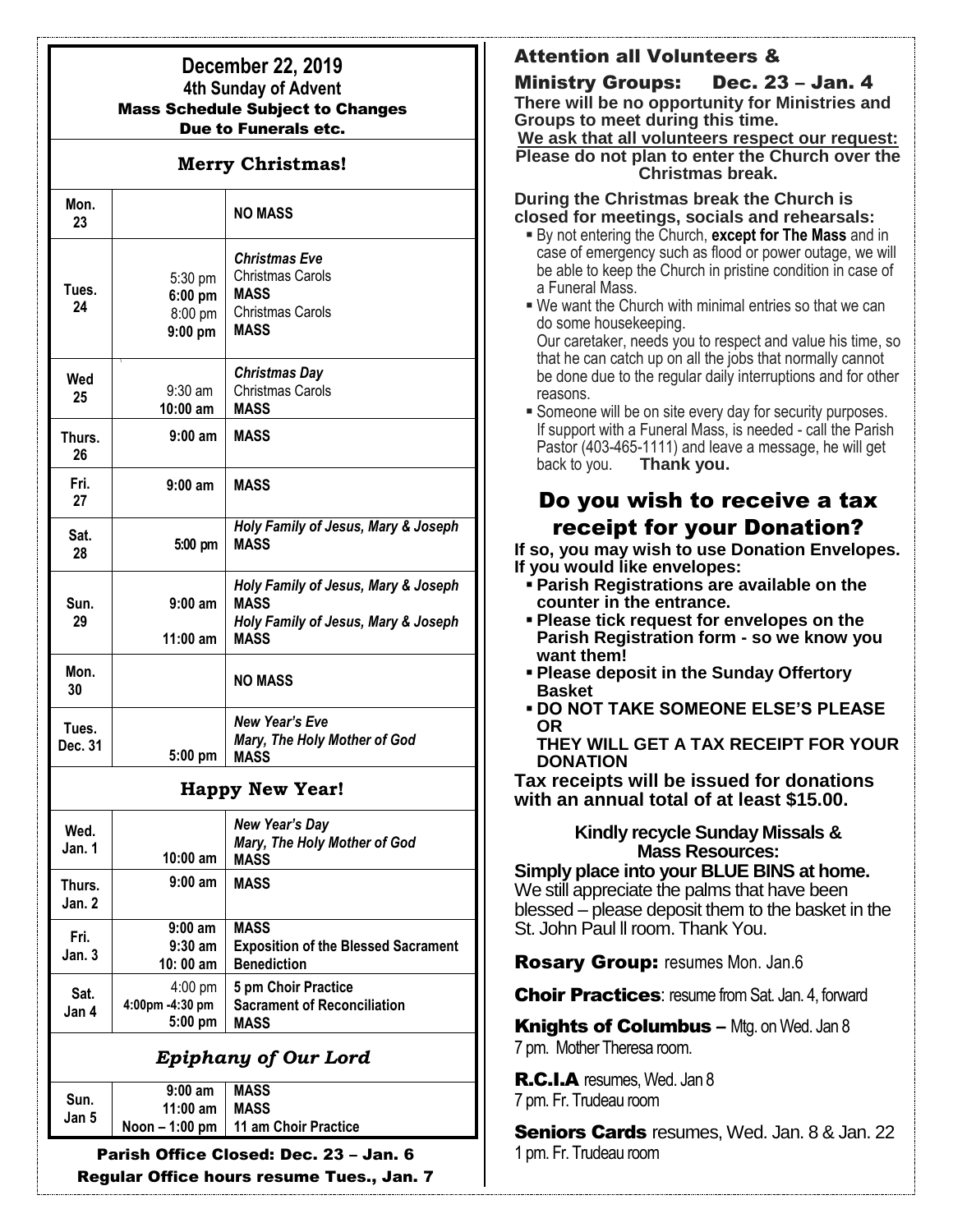## December 22, 2019

### 4th Sunday of Advent

**Mass Schedule Subject to Changes Due to Funerals etc.**

### Merry Christmas!

| Day | Time | Event |
|---|---|---|
| Mon. 23 | | **NO MASS** |
| Tues. 24 | 5:30 pm<br>**6:00 pm**<br>8:00 pm<br>**9:00 pm** | ***Christmas Eve***<br>Christmas Carols<br>**MASS**<br>Christmas Carols<br>**MASS** |
| Wed 25 | 9:30 am<br>**10:00 am** | ***Christmas Day***<br>Christmas Carols<br>**MASS** |
| Thurs. 26 | **9:00 am** | **MASS** |
| Fri. 27 | **9:00 am** | **MASS** |
| Sat. 28 | **5:00 pm** | ***Holy Family of Jesus, Mary & Joseph***<br>**MASS** |
| Sun. 29 | **9:00 am**<br>**11:00 am** | ***Holy Family of Jesus, Mary & Joseph***<br>**MASS**<br>***Holy Family of Jesus, Mary & Joseph***<br>**MASS** |
| Mon. 30 | | **NO MASS** |
| Tues. Dec. 31 | **5:00 pm** | ***New Year's Eve***<br>***Mary, The Holy Mother of God***<br>**MASS** |

### Happy New Year!

| Day | Time | Event |
|---|---|---|
| Wed. Jan. 1 | **10:00 am** | ***New Year's Day***<br>***Mary, The Holy Mother of God***<br>**MASS** |
| Thurs. Jan. 2 | **9:00 am** | **MASS** |
| Fri. Jan. 3 | **9:00 am**<br>**9:30 am**<br>**10: 00 am** | **MASS**<br>**Exposition of the Blessed Sacrament**<br>**Benediction** |
| Sat. Jan 4 | 4:00 pm<br>**4:00pm -4:30 pm**<br>**5:00 pm** | **5 pm Choir Practice**<br>**Sacrament of Reconciliation**<br>**MASS** |

### *Epiphany of Our Lord*

| Day | Time | Event |
|---|---|---|
| Sun. Jan 5 | **9:00 am**<br>**11:00 am**<br>**Noon – 1:00 pm** | **MASS**<br>**MASS**<br>**11 am Choir Practice** |

**Parish Office Closed: Dec. 23 – Jan. 6**
**Regular Office hours resume Tues., Jan. 7**

## Attention all Volunteers & Ministry Groups: Dec. 23 – Jan. 4

**There will be no opportunity for Ministries and Groups to meet during this time.**

**We ask that all volunteers respect our request:**

**Please do not plan to enter the Church over the Christmas break.**

**During the Christmas break the Church is closed for meetings, socials and rehearsals:**

- By not entering the Church, **except for The Mass** and in case of emergency such as flood or power outage, we will be able to keep the Church in pristine condition in case of a Funeral Mass.
- We want the Church with minimal entries so that we can do some housekeeping.
  Our caretaker, needs you to respect and value his time, so that he can catch up on all the jobs that normally cannot be done due to the regular daily interruptions and for other reasons.
- Someone will be on site every day for security purposes. If support with a Funeral Mass, is needed - call the Parish Pastor (403-465-1111) and leave a message, he will get back to you. **Thank you.**

## Do you wish to receive a tax receipt for your Donation?

**If so, you may wish to use Donation Envelopes. If you would like envelopes:**

- **Parish Registrations are available on the counter in the entrance.**
- **Please tick request for envelopes on the Parish Registration form - so we know you want them!**
- **Please deposit in the Sunday Offertory Basket**
- **DO NOT TAKE SOMEONE ELSE'S PLEASE OR THEY WILL GET A TAX RECEIPT FOR YOUR DONATION**

**Tax receipts will be issued for donations with an annual total of at least $15.00.**

**Kindly recycle Sunday Missals & Mass Resources:**

**Simply place into your BLUE BINS at home.**
We still appreciate the palms that have been blessed – please deposit them to the basket in the St. John Paul ll room. Thank You.

**Rosary Group:** resumes Mon. Jan.6

**Choir Practices**: resume from Sat. Jan. 4, forward

**Knights of Columbus –** Mtg. on Wed. Jan 8 7 pm. Mother Theresa room.

**R.C.I.A** resumes, Wed. Jan 8 7 pm. Fr. Trudeau room

**Seniors Cards** resumes, Wed. Jan. 8 & Jan. 22 1 pm. Fr. Trudeau room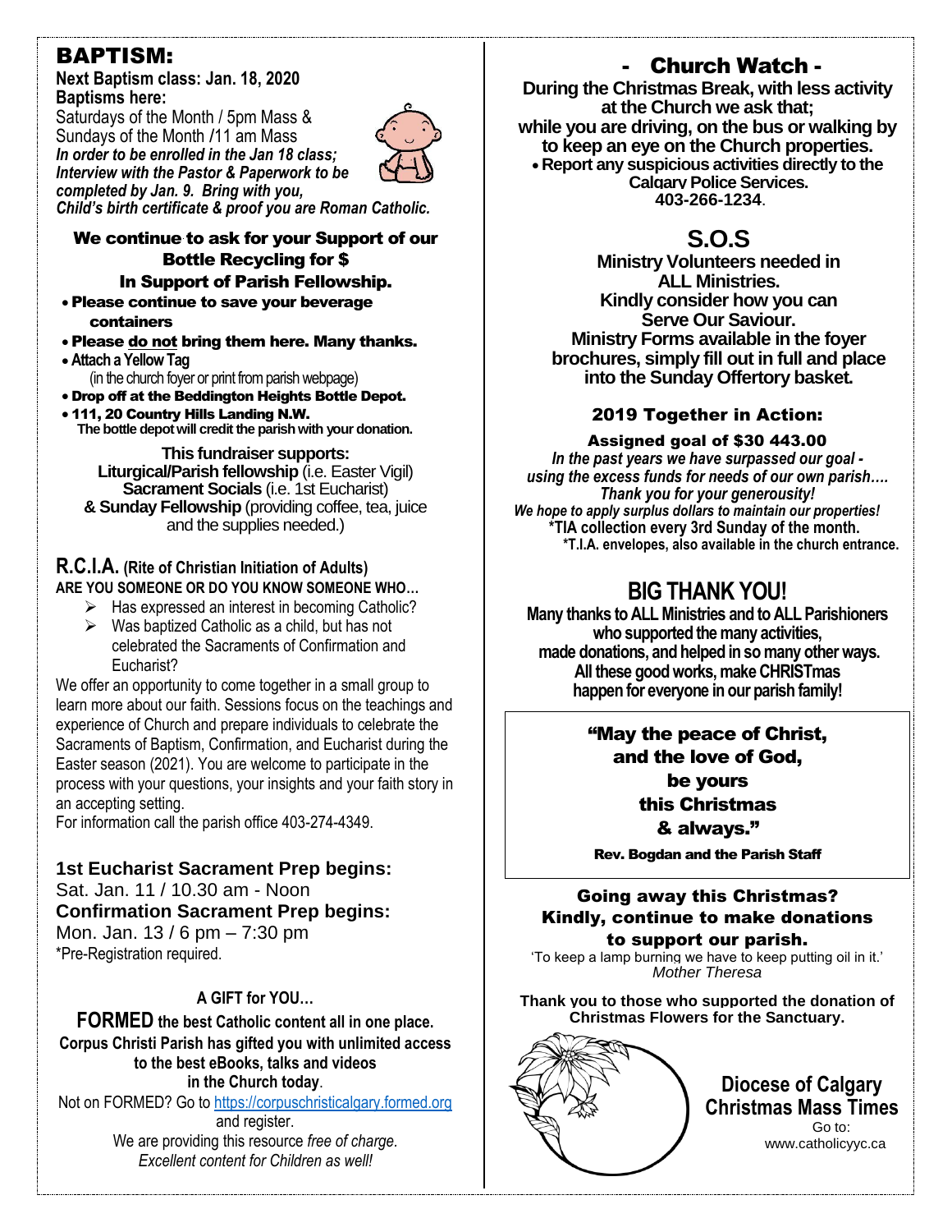## BAPTISM:

**Next Baptism class: Jan. 18, 2020**
**Baptisms here:**
Saturdays of the Month / 5pm Mass &
Sundays of the Month /11 am Mass
***In order to be enrolled in the Jan 18 class; Interview with the Pastor & Paperwork to be completed by Jan. 9. Bring with you, Child's birth certificate & proof you are Roman Catholic.***

### We continue to ask for your Support of our Bottle Recycling for $ In Support of Parish Fellowship.

- **Please continue to save your beverage containers**
- **Please do not bring them here. Many thanks.**
- **Attach a Yellow Tag** (in the church foyer or print from parish webpage)
- **Drop off at the Beddington Heights Bottle Depot.**
- **111, 20 Country Hills Landing N.W.**
  **The bottle depot will credit the parish with your donation.**

**This fundraiser supports:**
**Liturgical/Parish fellowship** (i.e. Easter Vigil)
**Sacrament Socials** (i.e. 1st Eucharist)
**& Sunday Fellowship** (providing coffee, tea, juice and the supplies needed.)

## R.C.I.A. (Rite of Christian Initiation of Adults)

**ARE YOU SOMEONE OR DO YOU KNOW SOMEONE WHO…**

- Has expressed an interest in becoming Catholic?
- Was baptized Catholic as a child, but has not celebrated the Sacraments of Confirmation and Eucharist?

We offer an opportunity to come together in a small group to learn more about our faith. Sessions focus on the teachings and experience of Church and prepare individuals to celebrate the Sacraments of Baptism, Confirmation, and Eucharist during the Easter season (2021). You are welcome to participate in the process with your questions, your insights and your faith story in an accepting setting.
For information call the parish office 403-274-4349.

**1st Eucharist Sacrament Prep begins:**
Sat. Jan. 11 / 10.30 am - Noon
**Confirmation Sacrament Prep begins:**
Mon. Jan. 13 / 6 pm – 7:30 pm
*Pre-Registration required.

**A GIFT for YOU…**

**FORMED the best Catholic content all in one place.**
**Corpus Christi Parish has gifted you with unlimited access to the best eBooks, talks and videos in the Church today.**
Not on FORMED? Go to https://corpuschristicalgary.formed.org and register.
We are providing this resource *free of charge.*
*Excellent content for Children as well!*

## - Church Watch -

**During the Christmas Break, with less activity at the Church we ask that;**
**while you are driving, on the bus or walking by to keep an eye on the Church properties.**

- **Report any suspicious activities directly to the Calgary Police Services. 403-266-1234.**

## S.O.S

**Ministry Volunteers needed in ALL Ministries.**
**Kindly consider how you can Serve Our Saviour.**
**Ministry Forms available in the foyer brochures, simply fill out in full and place into the Sunday Offertory basket.**

### 2019 Together in Action:

**Assigned goal of $30 443.00**
***In the past years we have surpassed our goal - using the excess funds for needs of our own parish…. Thank you for your generosity!***
***We hope to apply surplus dollars to maintain our properties!***
**\*TIA collection every 3rd Sunday of the month.**
**\*T.I.A. envelopes, also available in the church entrance.**

## BIG THANK YOU!

**Many thanks to ALL Ministries and to ALL Parishioners who supported the many activities, made donations, and helped in so many other ways. All these good works, make CHRISTmas happen for everyone in our parish family!**

**"May the peace of Christ, and the love of God, be yours this Christmas & always."**
**Rev. Bogdan and the Parish Staff**

**Going away this Christmas? Kindly, continue to make donations to support our parish.**
'To keep a lamp burning we have to keep putting oil in it.'
*Mother Theresa*

**Thank you to those who supported the donation of Christmas Flowers for the Sanctuary.**

**Diocese of Calgary Christmas Mass Times**
Go to:
www.catholicyyc.ca